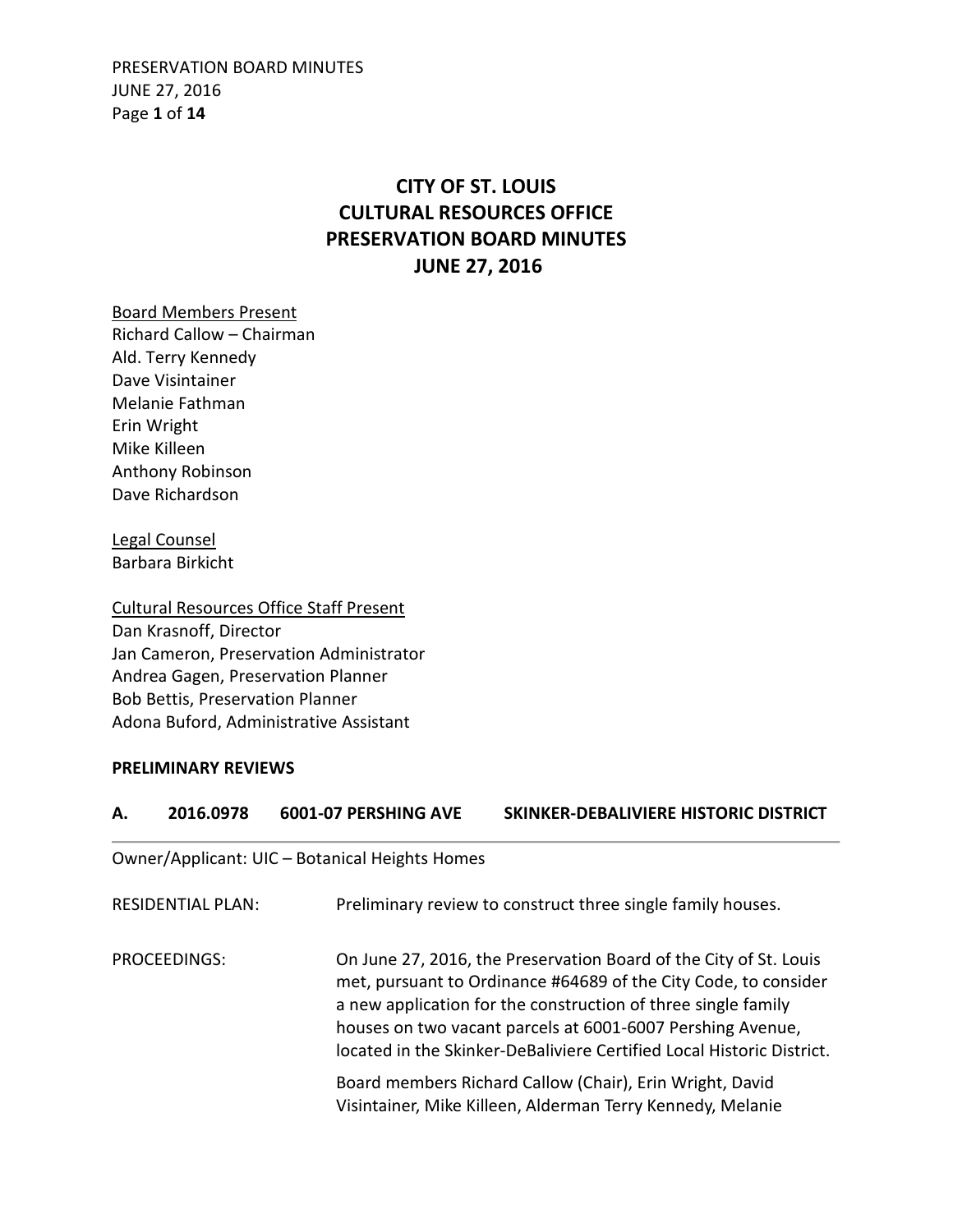# CITY OF ST. LOUIS
# CULTURAL RESOURCES OFFICE
# PRESERVATION BOARD MINUTES
# JUNE 27, 2016

Board Members Present
Richard Callow – Chairman
Ald. Terry Kennedy
Dave Visintainer
Melanie Fathman
Erin Wright
Mike Killeen
Anthony Robinson
Dave Richardson

Legal Counsel
Barbara Birkicht

Cultural Resources Office Staff Present
Dan Krasnoff, Director
Jan Cameron, Preservation Administrator
Andrea Gagen, Preservation Planner
Bob Bettis, Preservation Planner
Adona Buford, Administrative Assistant

**PRELIMINARY REVIEWS**

### A. 2016.0978 6001-07 PERSHING AVE SKINKER-DEBALIVIERE HISTORIC DISTRICT

Owner/Applicant: UIC – Botanical Heights Homes

RESIDENTIAL PLAN: Preliminary review to construct three single family houses.

PROCEEDINGS: On June 27, 2016, the Preservation Board of the City of St. Louis met, pursuant to Ordinance #64689 of the City Code, to consider a new application for the construction of three single family houses on two vacant parcels at 6001-6007 Pershing Avenue, located in the Skinker-DeBaliviere Certified Local Historic District.

Board members Richard Callow (Chair), Erin Wright, David Visintainer, Mike Killeen, Alderman Terry Kennedy, Melanie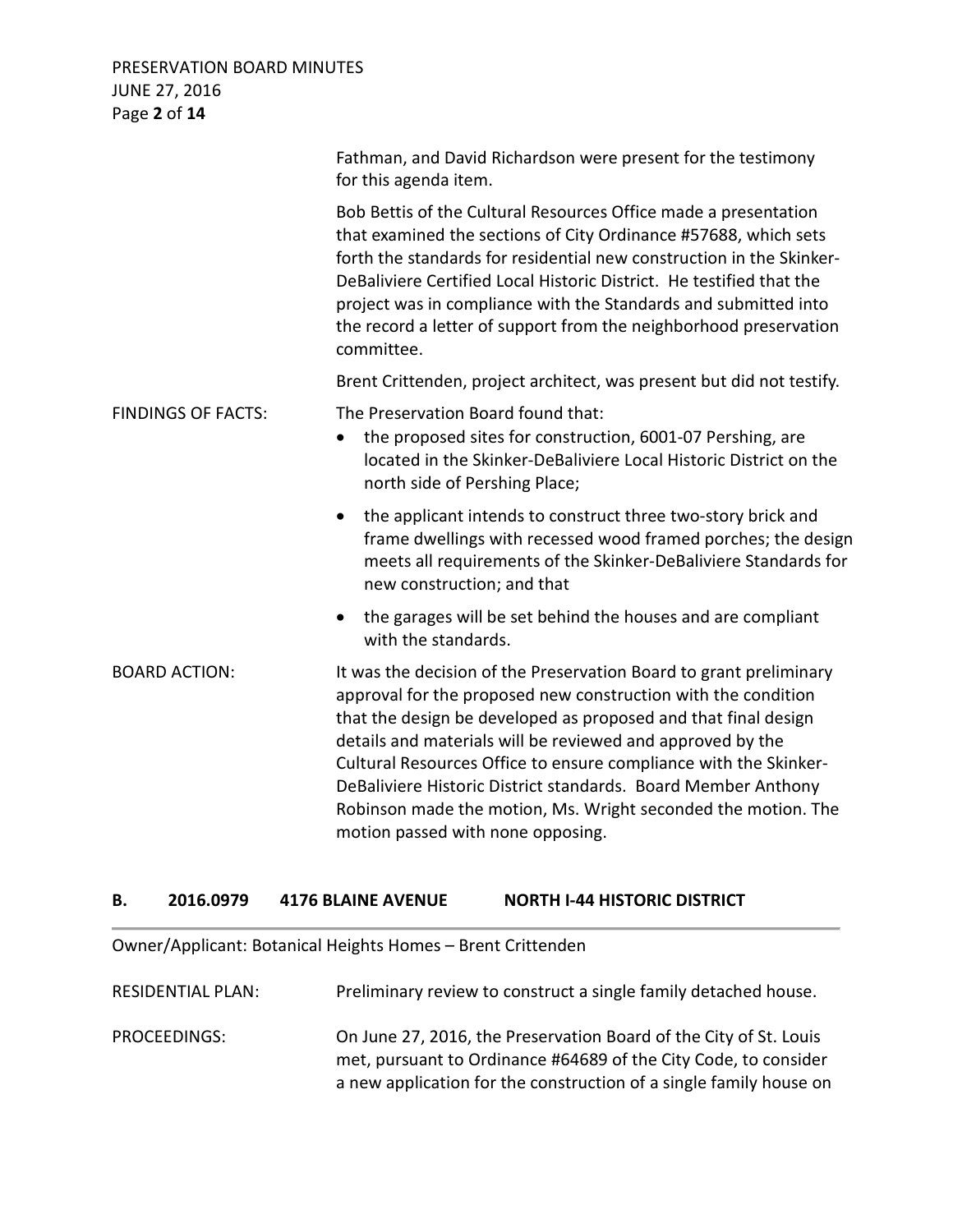Fathman, and David Richardson were present for the testimony for this agenda item.

Bob Bettis of the Cultural Resources Office made a presentation that examined the sections of City Ordinance #57688, which sets forth the standards for residential new construction in the Skinker-DeBaliviere Certified Local Historic District. He testified that the project was in compliance with the Standards and submitted into the record a letter of support from the neighborhood preservation committee.

Brent Crittenden, project architect, was present but did not testify.

FINDINGS OF FACTS: The Preservation Board found that:

- the proposed sites for construction, 6001-07 Pershing, are located in the Skinker-DeBaliviere Local Historic District on the north side of Pershing Place;
- the applicant intends to construct three two-story brick and frame dwellings with recessed wood framed porches; the design meets all requirements of the Skinker-DeBaliviere Standards for new construction; and that
- the garages will be set behind the houses and are compliant with the standards.

BOARD ACTION: It was the decision of the Preservation Board to grant preliminary approval for the proposed new construction with the condition that the design be developed as proposed and that final design details and materials will be reviewed and approved by the Cultural Resources Office to ensure compliance with the Skinker-DeBaliviere Historic District standards. Board Member Anthony Robinson made the motion, Ms. Wright seconded the motion. The motion passed with none opposing.

## B. 2016.0979 4176 BLAINE AVENUE NORTH I-44 HISTORIC DISTRICT

Owner/Applicant: Botanical Heights Homes – Brent Crittenden

RESIDENTIAL PLAN: Preliminary review to construct a single family detached house.

PROCEEDINGS: On June 27, 2016, the Preservation Board of the City of St. Louis met, pursuant to Ordinance #64689 of the City Code, to consider a new application for the construction of a single family house on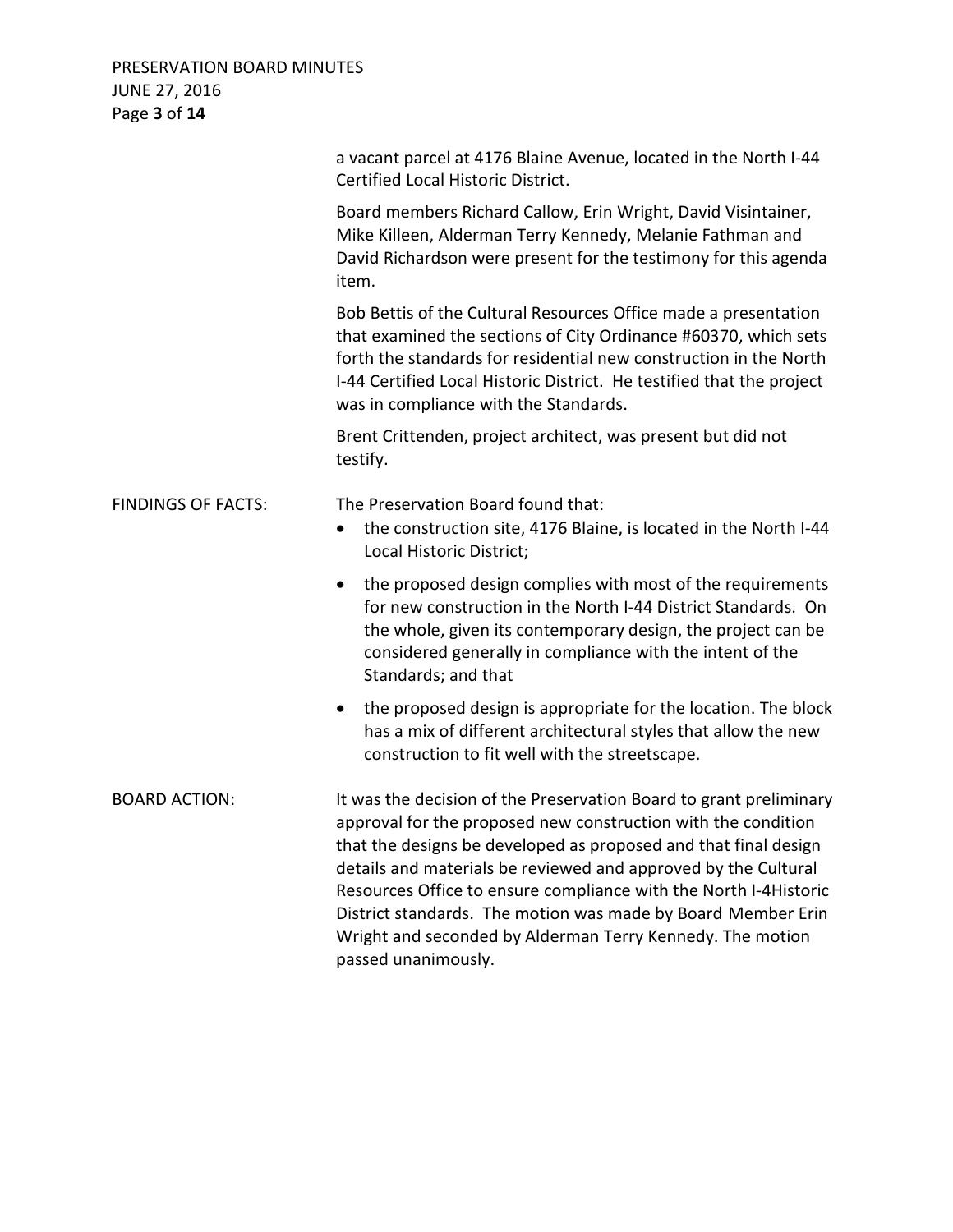a vacant parcel at 4176 Blaine Avenue, located in the North I-44 Certified Local Historic District.

Board members Richard Callow, Erin Wright, David Visintainer, Mike Killeen, Alderman Terry Kennedy, Melanie Fathman and David Richardson were present for the testimony for this agenda item.

Bob Bettis of the Cultural Resources Office made a presentation that examined the sections of City Ordinance #60370, which sets forth the standards for residential new construction in the North I-44 Certified Local Historic District. He testified that the project was in compliance with the Standards.

Brent Crittenden, project architect, was present but did not testify.

FINDINGS OF FACTS: The Preservation Board found that:

- the construction site, 4176 Blaine, is located in the North I-44 Local Historic District;
- the proposed design complies with most of the requirements for new construction in the North I-44 District Standards. On the whole, given its contemporary design, the project can be considered generally in compliance with the intent of the Standards; and that
- the proposed design is appropriate for the location. The block has a mix of different architectural styles that allow the new construction to fit well with the streetscape.

BOARD ACTION: It was the decision of the Preservation Board to grant preliminary approval for the proposed new construction with the condition that the designs be developed as proposed and that final design details and materials be reviewed and approved by the Cultural Resources Office to ensure compliance with the North I-4Historic District standards. The motion was made by Board Member Erin Wright and seconded by Alderman Terry Kennedy. The motion passed unanimously.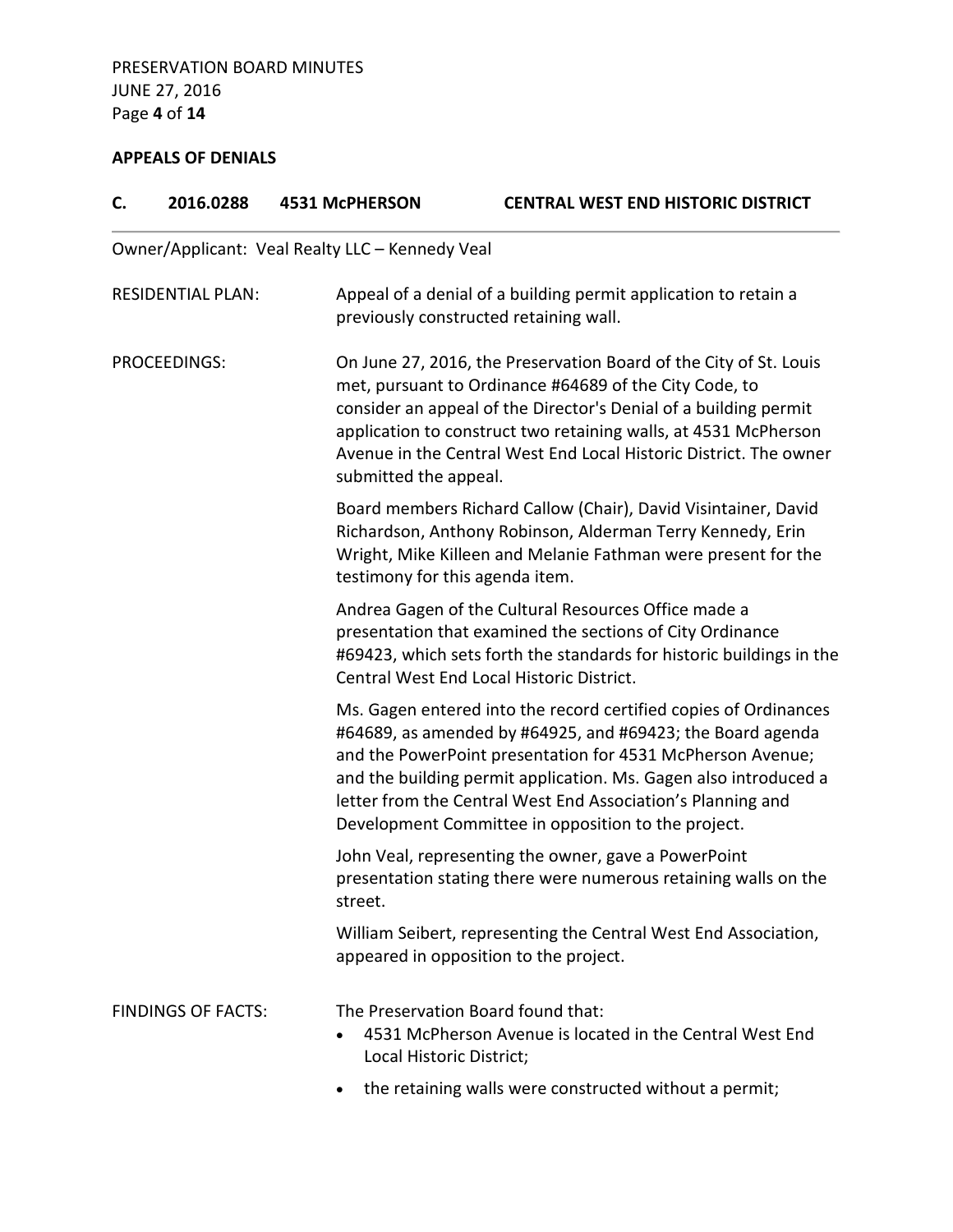## APPEALS OF DENIALS

### C. 2016.0288 4531 McPHERSON CENTRAL WEST END HISTORIC DISTRICT

Owner/Applicant: Veal Realty LLC – Kennedy Veal

RESIDENTIAL PLAN: Appeal of a denial of a building permit application to retain a previously constructed retaining wall.

PROCEEDINGS: On June 27, 2016, the Preservation Board of the City of St. Louis met, pursuant to Ordinance #64689 of the City Code, to consider an appeal of the Director's Denial of a building permit application to construct two retaining walls, at 4531 McPherson Avenue in the Central West End Local Historic District. The owner submitted the appeal.

Board members Richard Callow (Chair), David Visintainer, David Richardson, Anthony Robinson, Alderman Terry Kennedy, Erin Wright, Mike Killeen and Melanie Fathman were present for the testimony for this agenda item.

Andrea Gagen of the Cultural Resources Office made a presentation that examined the sections of City Ordinance #69423, which sets forth the standards for historic buildings in the Central West End Local Historic District.

Ms. Gagen entered into the record certified copies of Ordinances #64689, as amended by #64925, and #69423; the Board agenda and the PowerPoint presentation for 4531 McPherson Avenue; and the building permit application. Ms. Gagen also introduced a letter from the Central West End Association's Planning and Development Committee in opposition to the project.

John Veal, representing the owner, gave a PowerPoint presentation stating there were numerous retaining walls on the street.

William Seibert, representing the Central West End Association, appeared in opposition to the project.

FINDINGS OF FACTS: The Preservation Board found that:

- 4531 McPherson Avenue is located in the Central West End Local Historic District;
- the retaining walls were constructed without a permit;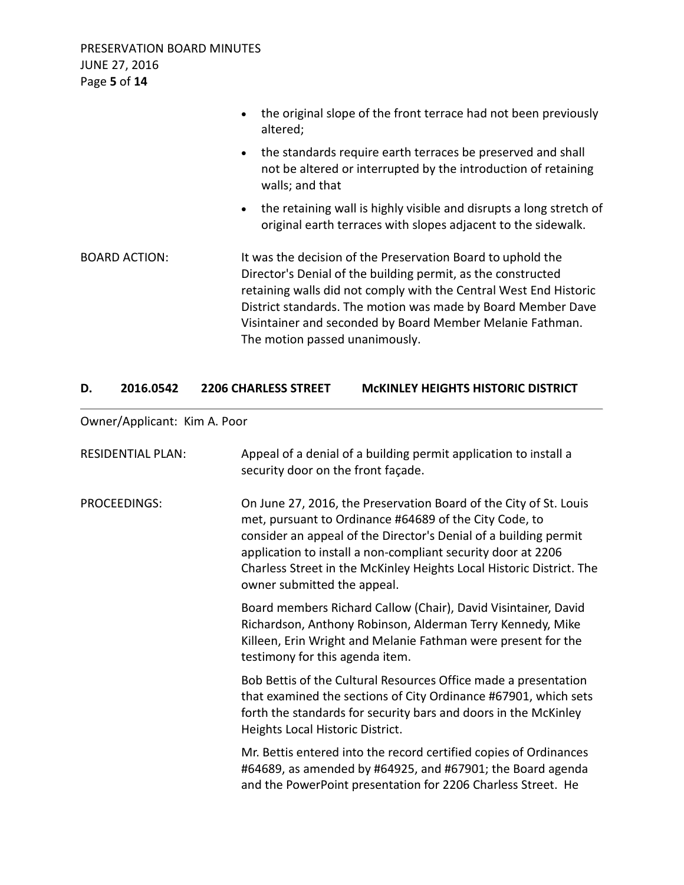- the original slope of the front terrace had not been previously altered;
- the standards require earth terraces be preserved and shall not be altered or interrupted by the introduction of retaining walls; and that
- the retaining wall is highly visible and disrupts a long stretch of original earth terraces with slopes adjacent to the sidewalk.

BOARD ACTION: It was the decision of the Preservation Board to uphold the Director's Denial of the building permit, as the constructed retaining walls did not comply with the Central West End Historic District standards. The motion was made by Board Member Dave Visintainer and seconded by Board Member Melanie Fathman. The motion passed unanimously.

## D. 2016.0542 2206 CHARLESS STREET McKINLEY HEIGHTS HISTORIC DISTRICT

Owner/Applicant: Kim A. Poor

RESIDENTIAL PLAN: Appeal of a denial of a building permit application to install a security door on the front façade.

PROCEEDINGS: On June 27, 2016, the Preservation Board of the City of St. Louis met, pursuant to Ordinance #64689 of the City Code, to consider an appeal of the Director's Denial of a building permit application to install a non-compliant security door at 2206 Charless Street in the McKinley Heights Local Historic District. The owner submitted the appeal.

Board members Richard Callow (Chair), David Visintainer, David Richardson, Anthony Robinson, Alderman Terry Kennedy, Mike Killeen, Erin Wright and Melanie Fathman were present for the testimony for this agenda item.

Bob Bettis of the Cultural Resources Office made a presentation that examined the sections of City Ordinance #67901, which sets forth the standards for security bars and doors in the McKinley Heights Local Historic District.

Mr. Bettis entered into the record certified copies of Ordinances #64689, as amended by #64925, and #67901; the Board agenda and the PowerPoint presentation for 2206 Charless Street. He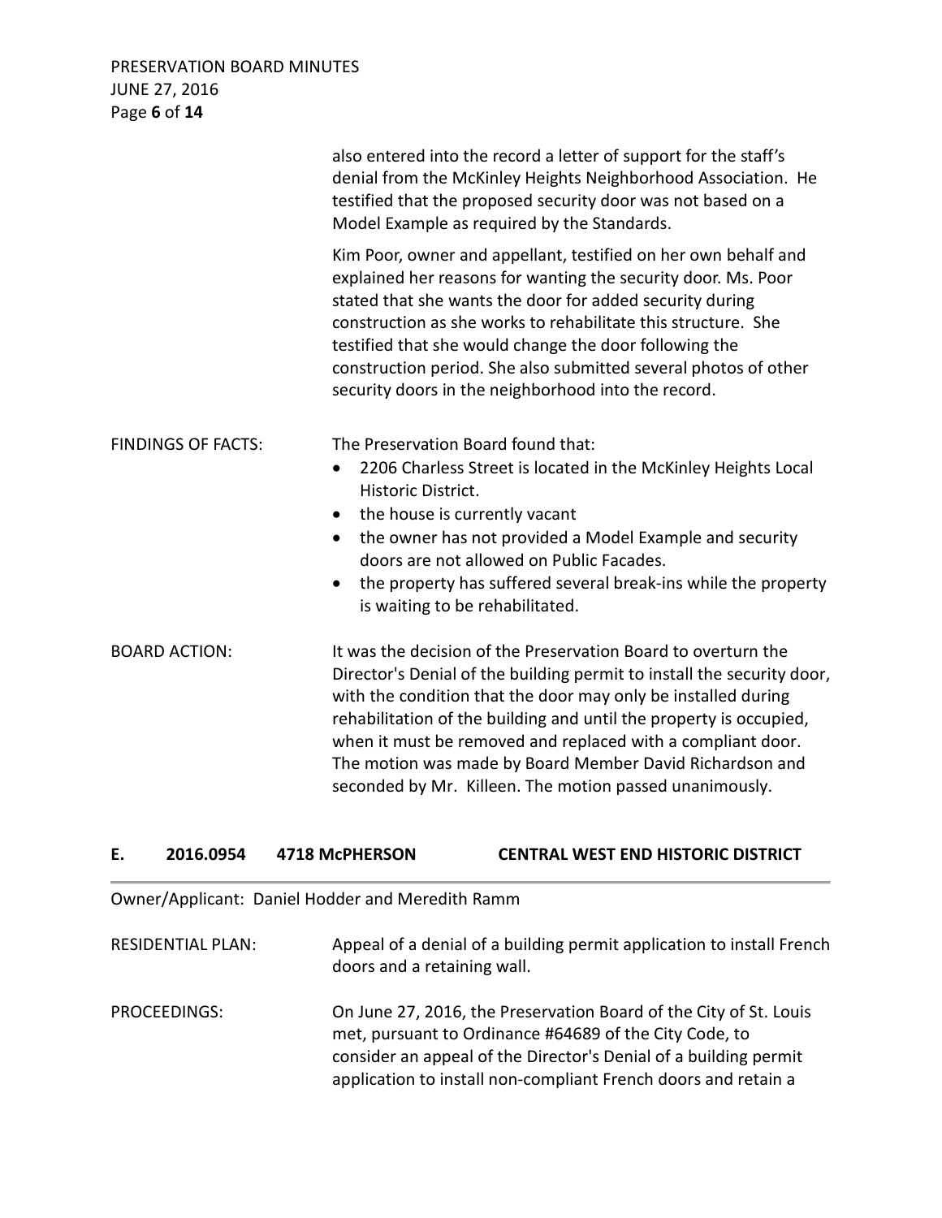also entered into the record a letter of support for the staff's denial from the McKinley Heights Neighborhood Association. He testified that the proposed security door was not based on a Model Example as required by the Standards.

Kim Poor, owner and appellant, testified on her own behalf and explained her reasons for wanting the security door. Ms. Poor stated that she wants the door for added security during construction as she works to rehabilitate this structure. She testified that she would change the door following the construction period. She also submitted several photos of other security doors in the neighborhood into the record.

FINDINGS OF FACTS: The Preservation Board found that:

- 2206 Charless Street is located in the McKinley Heights Local Historic District.
- the house is currently vacant
- the owner has not provided a Model Example and security doors are not allowed on Public Facades.
- the property has suffered several break-ins while the property is waiting to be rehabilitated.

BOARD ACTION: It was the decision of the Preservation Board to overturn the Director's Denial of the building permit to install the security door, with the condition that the door may only be installed during rehabilitation of the building and until the property is occupied, when it must be removed and replaced with a compliant door. The motion was made by Board Member David Richardson and seconded by Mr. Killeen. The motion passed unanimously.

## E. 2016.0954 4718 McPHERSON CENTRAL WEST END HISTORIC DISTRICT

Owner/Applicant: Daniel Hodder and Meredith Ramm

RESIDENTIAL PLAN: Appeal of a denial of a building permit application to install French doors and a retaining wall.

PROCEEDINGS: On June 27, 2016, the Preservation Board of the City of St. Louis met, pursuant to Ordinance #64689 of the City Code, to consider an appeal of the Director's Denial of a building permit application to install non-compliant French doors and retain a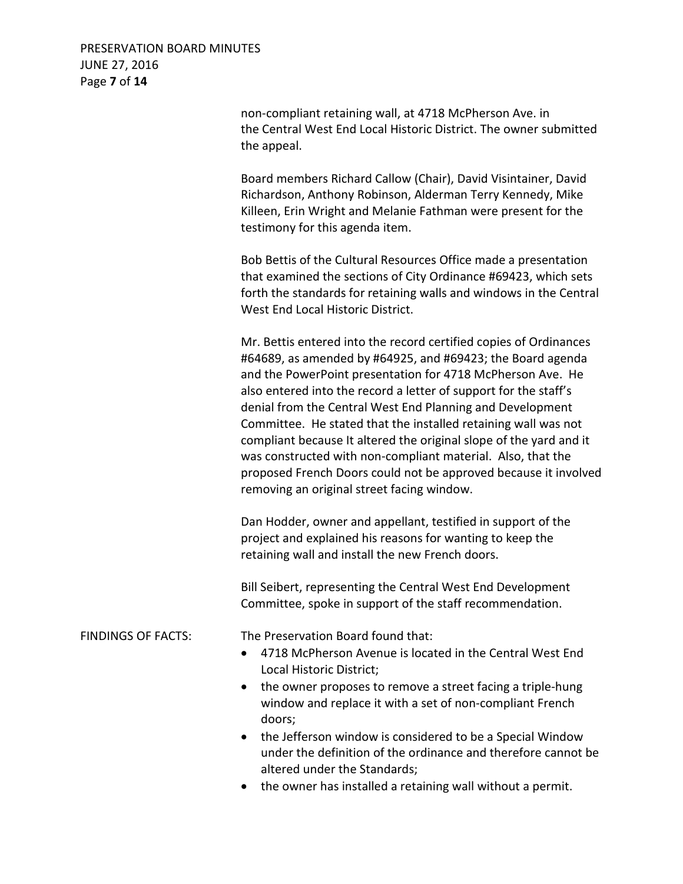non-compliant retaining wall, at 4718 McPherson Ave. in the Central West End Local Historic District. The owner submitted the appeal.

Board members Richard Callow (Chair), David Visintainer, David Richardson, Anthony Robinson, Alderman Terry Kennedy, Mike Killeen, Erin Wright and Melanie Fathman were present for the testimony for this agenda item.

Bob Bettis of the Cultural Resources Office made a presentation that examined the sections of City Ordinance #69423, which sets forth the standards for retaining walls and windows in the Central West End Local Historic District.

Mr. Bettis entered into the record certified copies of Ordinances #64689, as amended by #64925, and #69423; the Board agenda and the PowerPoint presentation for 4718 McPherson Ave. He also entered into the record a letter of support for the staff's denial from the Central West End Planning and Development Committee. He stated that the installed retaining wall was not compliant because It altered the original slope of the yard and it was constructed with non-compliant material. Also, that the proposed French Doors could not be approved because it involved removing an original street facing window.

Dan Hodder, owner and appellant, testified in support of the project and explained his reasons for wanting to keep the retaining wall and install the new French doors.

Bill Seibert, representing the Central West End Development Committee, spoke in support of the staff recommendation.

FINDINGS OF FACTS: The Preservation Board found that:

- 4718 McPherson Avenue is located in the Central West End Local Historic District;
- the owner proposes to remove a street facing a triple-hung window and replace it with a set of non-compliant French doors;
- the Jefferson window is considered to be a Special Window under the definition of the ordinance and therefore cannot be altered under the Standards;
- the owner has installed a retaining wall without a permit.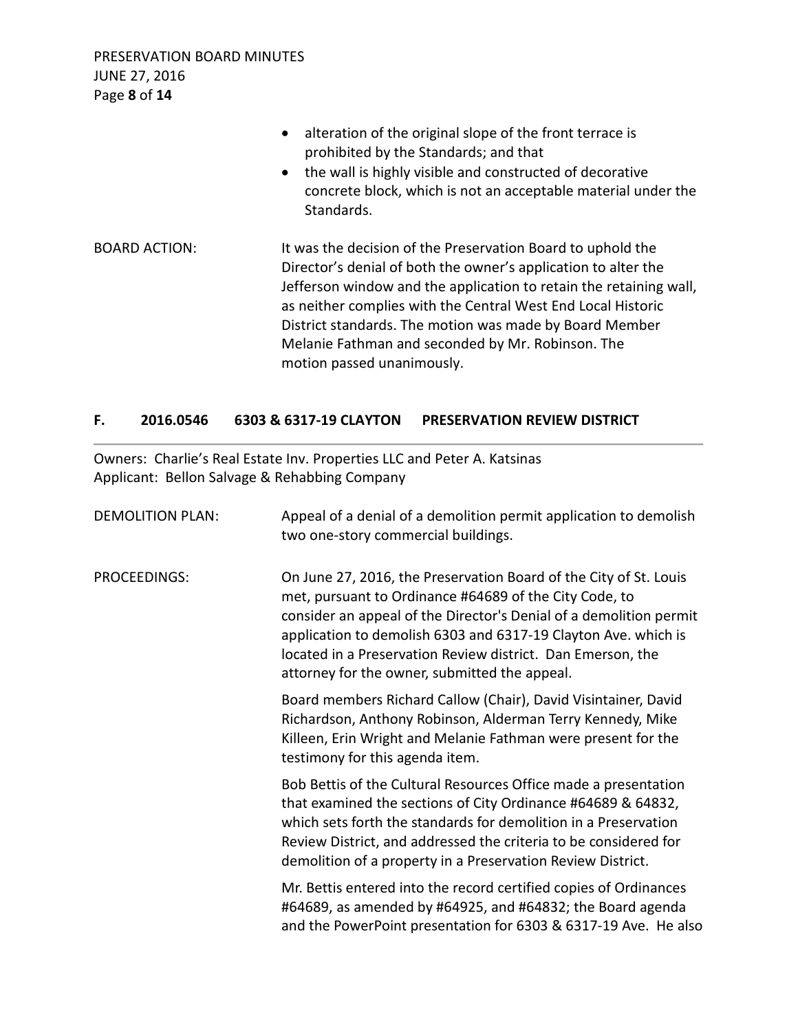- alteration of the original slope of the front terrace is prohibited by the Standards; and that
- the wall is highly visible and constructed of decorative concrete block, which is not an acceptable material under the Standards.

BOARD ACTION: It was the decision of the Preservation Board to uphold the Director's denial of both the owner's application to alter the Jefferson window and the application to retain the retaining wall, as neither complies with the Central West End Local Historic District standards. The motion was made by Board Member Melanie Fathman and seconded by Mr. Robinson. The motion passed unanimously.

## F. 2016.0546 6303 & 6317-19 CLAYTON PRESERVATION REVIEW DISTRICT

Owners: Charlie's Real Estate Inv. Properties LLC and Peter A. Katsinas
Applicant: Bellon Salvage & Rehabbing Company

DEMOLITION PLAN: Appeal of a denial of a demolition permit application to demolish two one-story commercial buildings.

PROCEEDINGS: On June 27, 2016, the Preservation Board of the City of St. Louis met, pursuant to Ordinance #64689 of the City Code, to consider an appeal of the Director's Denial of a demolition permit application to demolish 6303 and 6317-19 Clayton Ave. which is located in a Preservation Review district. Dan Emerson, the attorney for the owner, submitted the appeal.

Board members Richard Callow (Chair), David Visintainer, David Richardson, Anthony Robinson, Alderman Terry Kennedy, Mike Killeen, Erin Wright and Melanie Fathman were present for the testimony for this agenda item.

Bob Bettis of the Cultural Resources Office made a presentation that examined the sections of City Ordinance #64689 & 64832, which sets forth the standards for demolition in a Preservation Review District, and addressed the criteria to be considered for demolition of a property in a Preservation Review District.

Mr. Bettis entered into the record certified copies of Ordinances #64689, as amended by #64925, and #64832; the Board agenda and the PowerPoint presentation for 6303 & 6317-19 Ave. He also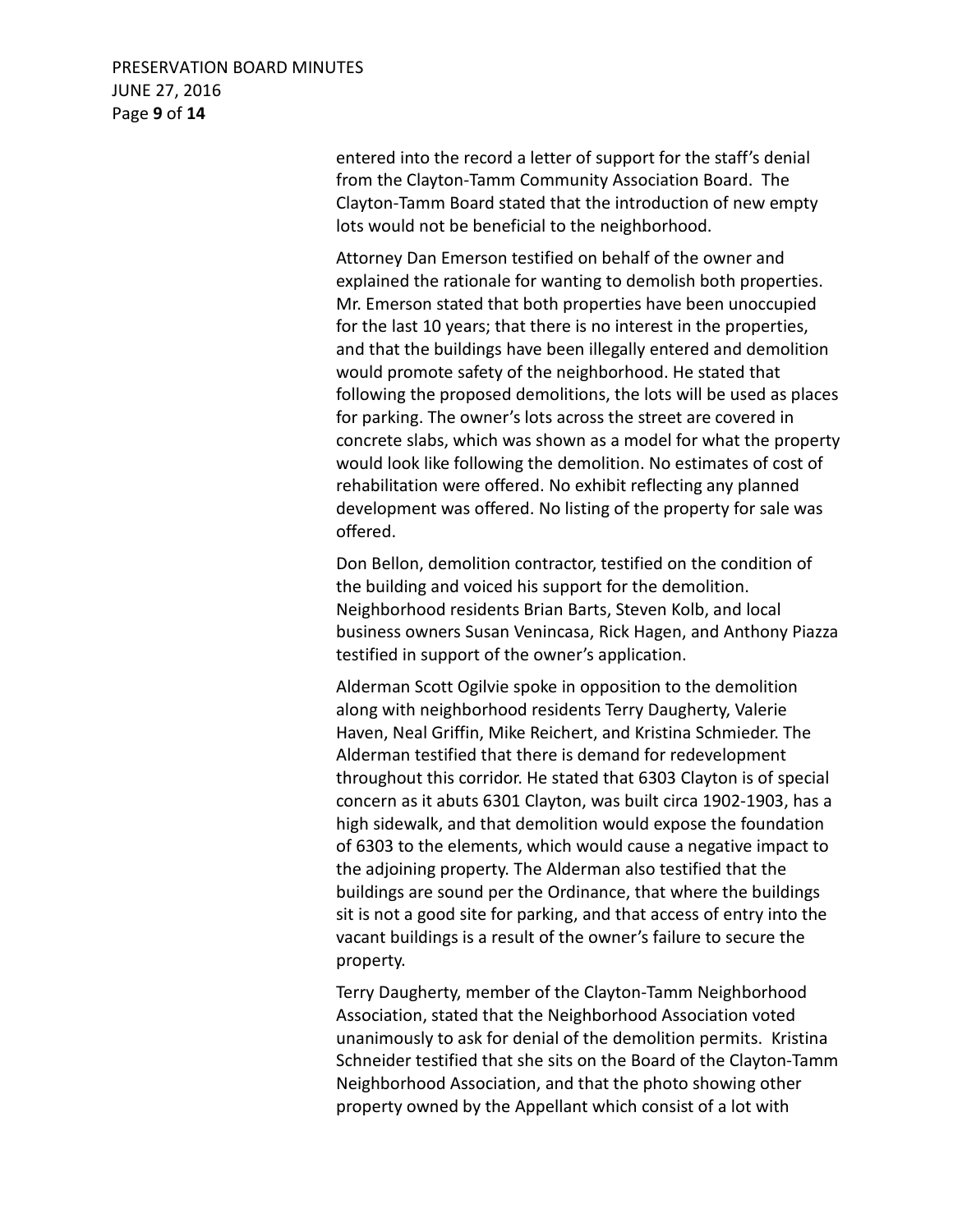entered into the record a letter of support for the staff's denial from the Clayton-Tamm Community Association Board. The Clayton-Tamm Board stated that the introduction of new empty lots would not be beneficial to the neighborhood.

Attorney Dan Emerson testified on behalf of the owner and explained the rationale for wanting to demolish both properties. Mr. Emerson stated that both properties have been unoccupied for the last 10 years; that there is no interest in the properties, and that the buildings have been illegally entered and demolition would promote safety of the neighborhood. He stated that following the proposed demolitions, the lots will be used as places for parking. The owner's lots across the street are covered in concrete slabs, which was shown as a model for what the property would look like following the demolition. No estimates of cost of rehabilitation were offered. No exhibit reflecting any planned development was offered. No listing of the property for sale was offered.

Don Bellon, demolition contractor, testified on the condition of the building and voiced his support for the demolition. Neighborhood residents Brian Barts, Steven Kolb, and local business owners Susan Venincasa, Rick Hagen, and Anthony Piazza testified in support of the owner's application.

Alderman Scott Ogilvie spoke in opposition to the demolition along with neighborhood residents Terry Daugherty, Valerie Haven, Neal Griffin, Mike Reichert, and Kristina Schmieder. The Alderman testified that there is demand for redevelopment throughout this corridor. He stated that 6303 Clayton is of special concern as it abuts 6301 Clayton, was built circa 1902-1903, has a high sidewalk, and that demolition would expose the foundation of 6303 to the elements, which would cause a negative impact to the adjoining property. The Alderman also testified that the buildings are sound per the Ordinance, that where the buildings sit is not a good site for parking, and that access of entry into the vacant buildings is a result of the owner's failure to secure the property.

Terry Daugherty, member of the Clayton-Tamm Neighborhood Association, stated that the Neighborhood Association voted unanimously to ask for denial of the demolition permits. Kristina Schneider testified that she sits on the Board of the Clayton-Tamm Neighborhood Association, and that the photo showing other property owned by the Appellant which consist of a lot with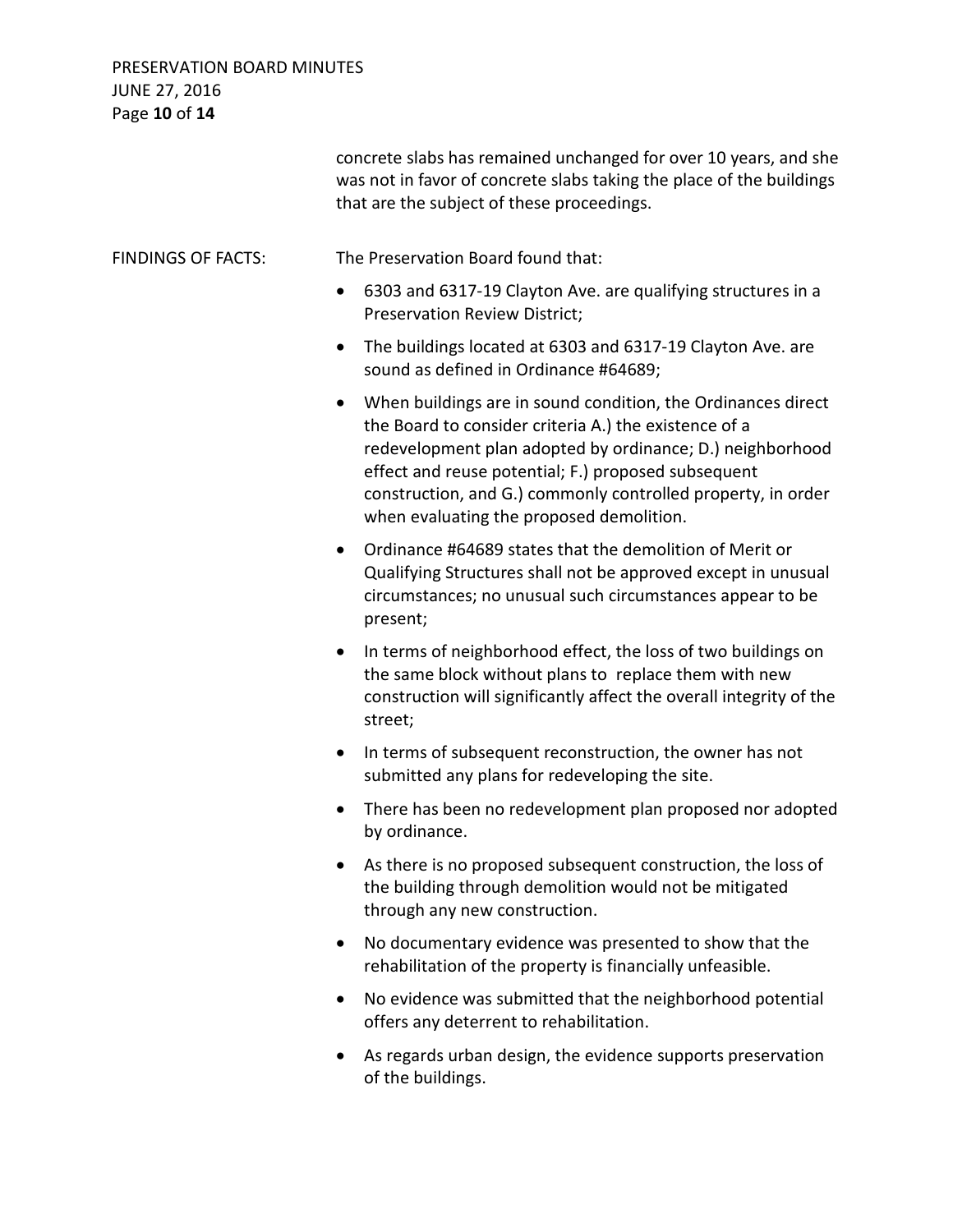concrete slabs has remained unchanged for over 10 years, and she was not in favor of concrete slabs taking the place of the buildings that are the subject of these proceedings.

FINDINGS OF FACTS: The Preservation Board found that:

- 6303 and 6317-19 Clayton Ave. are qualifying structures in a Preservation Review District;
- The buildings located at 6303 and 6317-19 Clayton Ave. are sound as defined in Ordinance #64689;
- When buildings are in sound condition, the Ordinances direct the Board to consider criteria A.) the existence of a redevelopment plan adopted by ordinance; D.) neighborhood effect and reuse potential; F.) proposed subsequent construction, and G.) commonly controlled property, in order when evaluating the proposed demolition.
- Ordinance #64689 states that the demolition of Merit or Qualifying Structures shall not be approved except in unusual circumstances; no unusual such circumstances appear to be present;
- In terms of neighborhood effect, the loss of two buildings on the same block without plans to replace them with new construction will significantly affect the overall integrity of the street;
- In terms of subsequent reconstruction, the owner has not submitted any plans for redeveloping the site.
- There has been no redevelopment plan proposed nor adopted by ordinance.
- As there is no proposed subsequent construction, the loss of the building through demolition would not be mitigated through any new construction.
- No documentary evidence was presented to show that the rehabilitation of the property is financially unfeasible.
- No evidence was submitted that the neighborhood potential offers any deterrent to rehabilitation.
- As regards urban design, the evidence supports preservation of the buildings.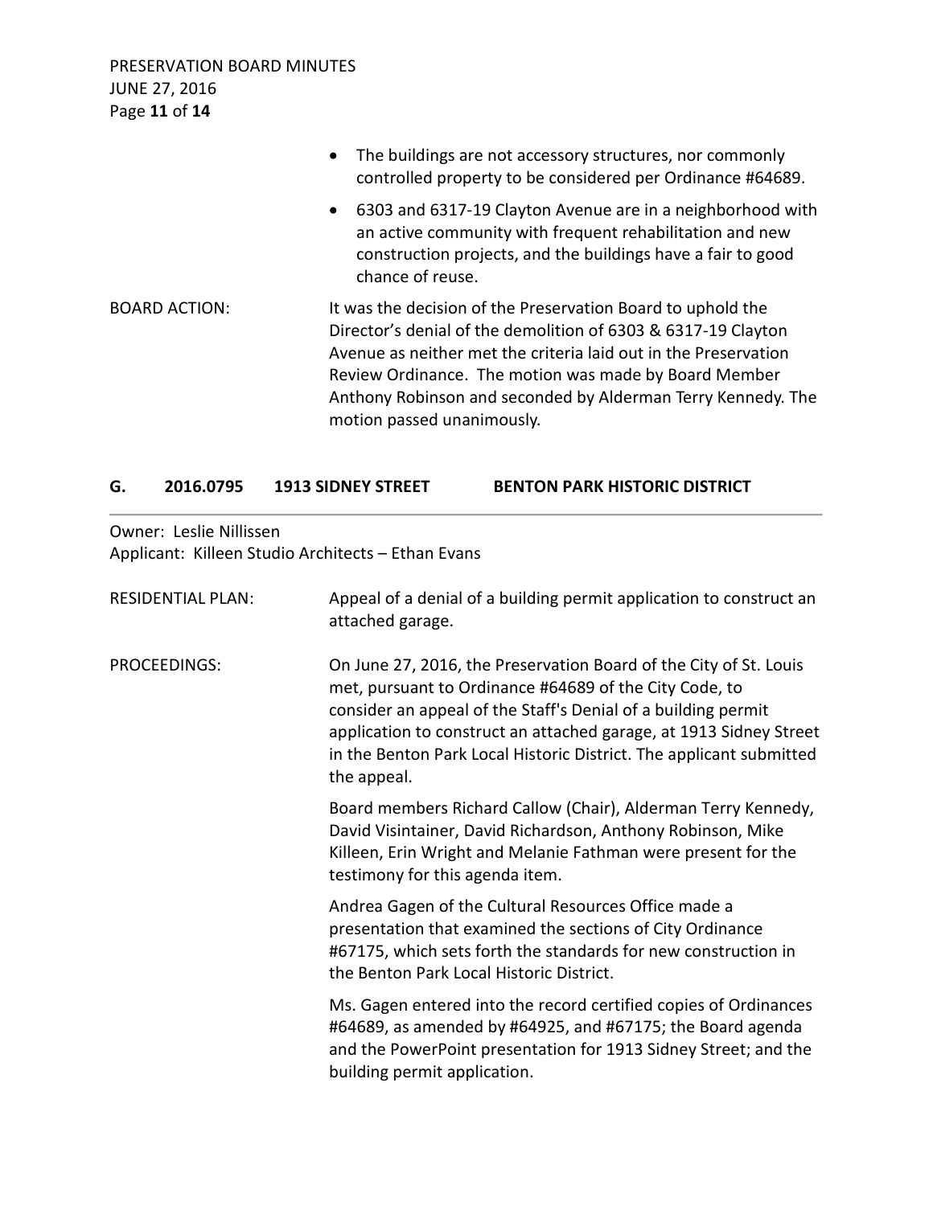- The buildings are not accessory structures, nor commonly controlled property to be considered per Ordinance #64689.
- 6303 and 6317-19 Clayton Avenue are in a neighborhood with an active community with frequent rehabilitation and new construction projects, and the buildings have a fair to good chance of reuse.

BOARD ACTION: It was the decision of the Preservation Board to uphold the Director's denial of the demolition of 6303 & 6317-19 Clayton Avenue as neither met the criteria laid out in the Preservation Review Ordinance. The motion was made by Board Member Anthony Robinson and seconded by Alderman Terry Kennedy. The motion passed unanimously.

## G. 2016.0795 1913 SIDNEY STREET BENTON PARK HISTORIC DISTRICT

Owner: Leslie Nillissen
Applicant: Killeen Studio Architects – Ethan Evans

RESIDENTIAL PLAN: Appeal of a denial of a building permit application to construct an attached garage.

PROCEEDINGS: On June 27, 2016, the Preservation Board of the City of St. Louis met, pursuant to Ordinance #64689 of the City Code, to consider an appeal of the Staff's Denial of a building permit application to construct an attached garage, at 1913 Sidney Street in the Benton Park Local Historic District. The applicant submitted the appeal.

Board members Richard Callow (Chair), Alderman Terry Kennedy, David Visintainer, David Richardson, Anthony Robinson, Mike Killeen, Erin Wright and Melanie Fathman were present for the testimony for this agenda item.

Andrea Gagen of the Cultural Resources Office made a presentation that examined the sections of City Ordinance #67175, which sets forth the standards for new construction in the Benton Park Local Historic District.

Ms. Gagen entered into the record certified copies of Ordinances #64689, as amended by #64925, and #67175; the Board agenda and the PowerPoint presentation for 1913 Sidney Street; and the building permit application.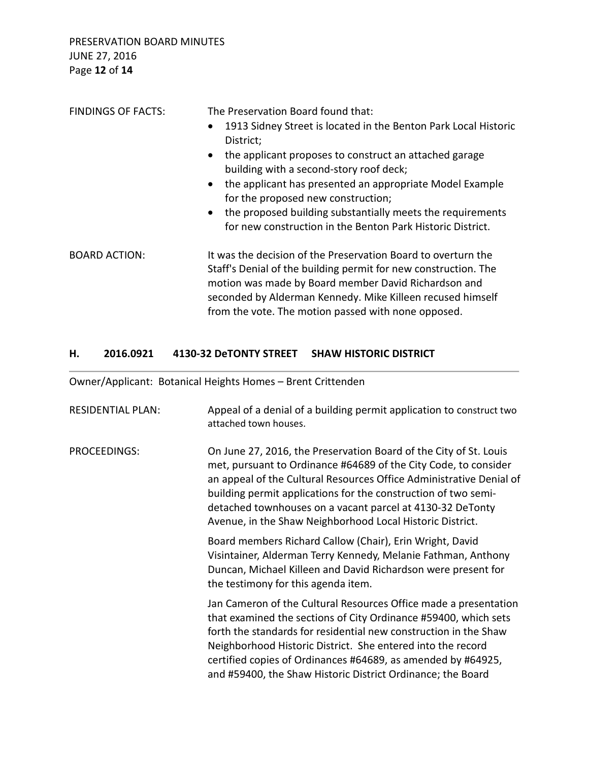FINDINGS OF FACTS: The Preservation Board found that:

- 1913 Sidney Street is located in the Benton Park Local Historic District;
- the applicant proposes to construct an attached garage building with a second-story roof deck;
- the applicant has presented an appropriate Model Example for the proposed new construction;
- the proposed building substantially meets the requirements for new construction in the Benton Park Historic District.

BOARD ACTION: It was the decision of the Preservation Board to overturn the Staff's Denial of the building permit for new construction. The motion was made by Board member David Richardson and seconded by Alderman Kennedy. Mike Killeen recused himself from the vote. The motion passed with none opposed.

## H. 2016.0921 4130-32 DeTONTY STREET SHAW HISTORIC DISTRICT

Owner/Applicant: Botanical Heights Homes – Brent Crittenden

RESIDENTIAL PLAN: Appeal of a denial of a building permit application to construct two attached town houses.

PROCEEDINGS: On June 27, 2016, the Preservation Board of the City of St. Louis met, pursuant to Ordinance #64689 of the City Code, to consider an appeal of the Cultural Resources Office Administrative Denial of building permit applications for the construction of two semi-detached townhouses on a vacant parcel at 4130-32 DeTonty Avenue, in the Shaw Neighborhood Local Historic District.

Board members Richard Callow (Chair), Erin Wright, David Visintainer, Alderman Terry Kennedy, Melanie Fathman, Anthony Duncan, Michael Killeen and David Richardson were present for the testimony for this agenda item.

Jan Cameron of the Cultural Resources Office made a presentation that examined the sections of City Ordinance #59400, which sets forth the standards for residential new construction in the Shaw Neighborhood Historic District. She entered into the record certified copies of Ordinances #64689, as amended by #64925, and #59400, the Shaw Historic District Ordinance; the Board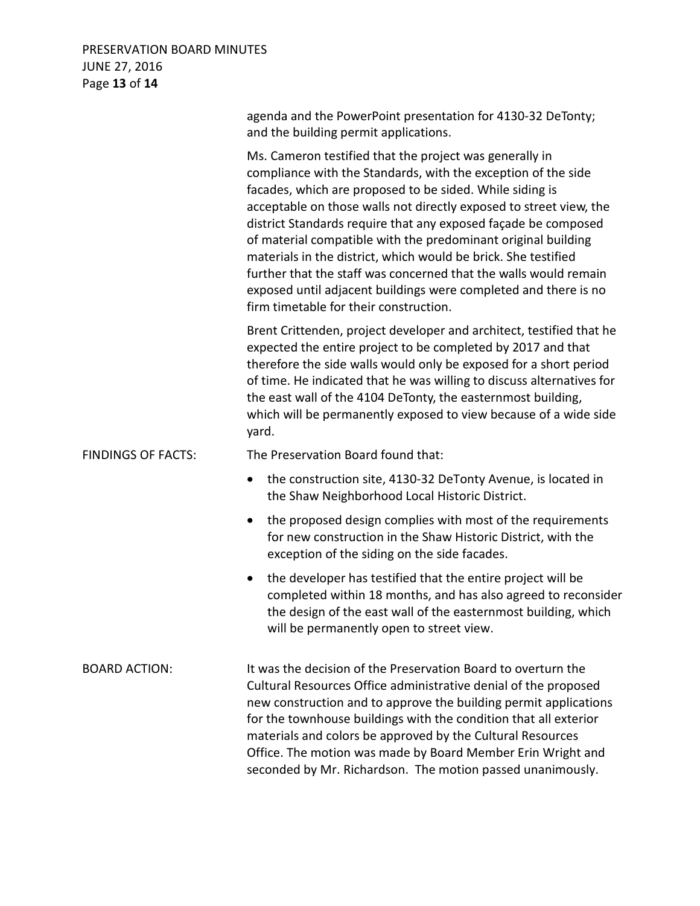agenda and the PowerPoint presentation for 4130-32 DeTonty; and the building permit applications.

Ms. Cameron testified that the project was generally in compliance with the Standards, with the exception of the side facades, which are proposed to be sided. While siding is acceptable on those walls not directly exposed to street view, the district Standards require that any exposed façade be composed of material compatible with the predominant original building materials in the district, which would be brick. She testified further that the staff was concerned that the walls would remain exposed until adjacent buildings were completed and there is no firm timetable for their construction.

Brent Crittenden, project developer and architect, testified that he expected the entire project to be completed by 2017 and that therefore the side walls would only be exposed for a short period of time. He indicated that he was willing to discuss alternatives for the east wall of the 4104 DeTonty, the easternmost building, which will be permanently exposed to view because of a wide side yard.

FINDINGS OF FACTS: The Preservation Board found that:

- the construction site, 4130-32 DeTonty Avenue, is located in the Shaw Neighborhood Local Historic District.
- the proposed design complies with most of the requirements for new construction in the Shaw Historic District, with the exception of the siding on the side facades.
- the developer has testified that the entire project will be completed within 18 months, and has also agreed to reconsider the design of the east wall of the easternmost building, which will be permanently open to street view.

BOARD ACTION: It was the decision of the Preservation Board to overturn the Cultural Resources Office administrative denial of the proposed new construction and to approve the building permit applications for the townhouse buildings with the condition that all exterior materials and colors be approved by the Cultural Resources Office. The motion was made by Board Member Erin Wright and seconded by Mr. Richardson. The motion passed unanimously.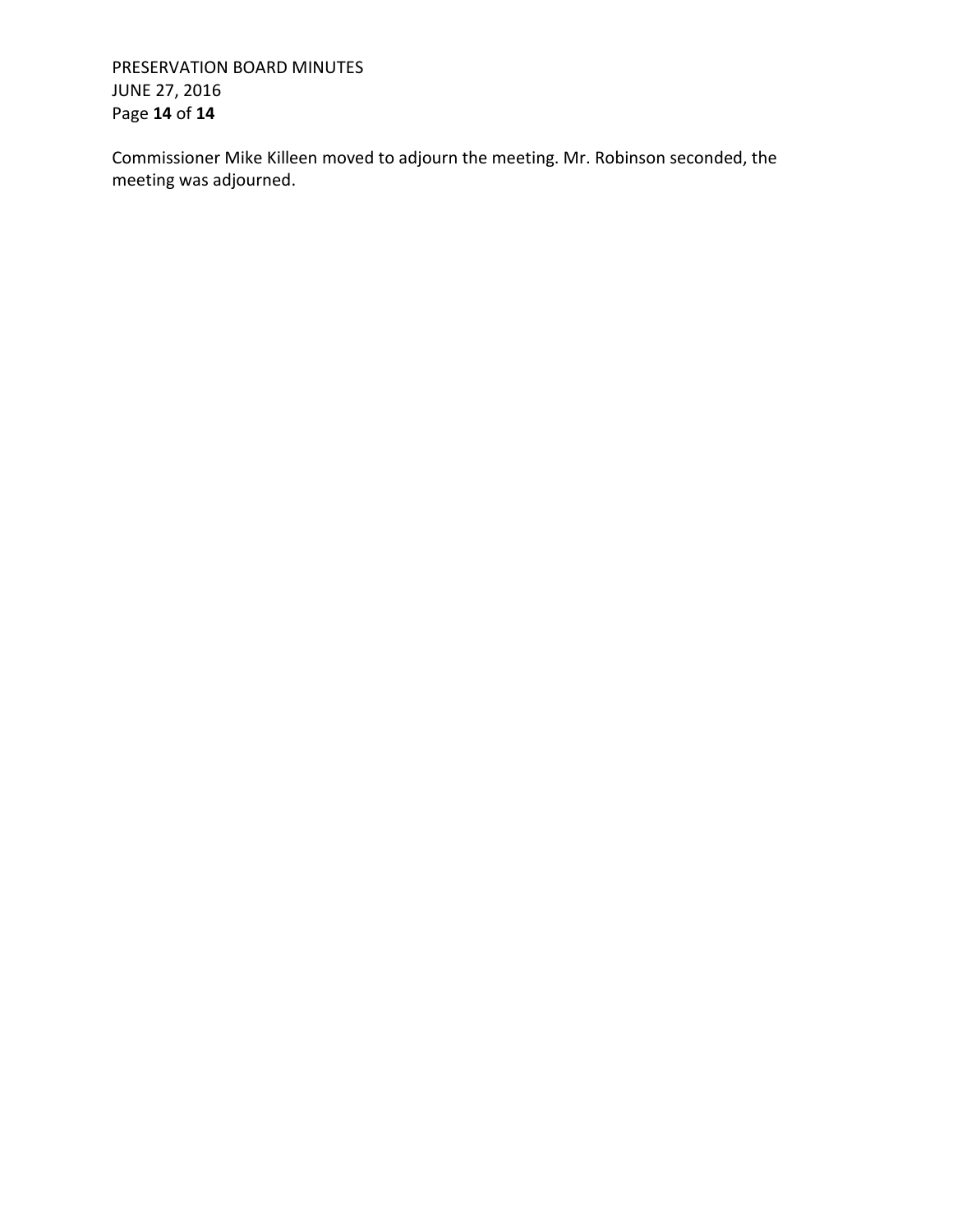Commissioner Mike Killeen moved to adjourn the meeting. Mr. Robinson seconded, the meeting was adjourned.